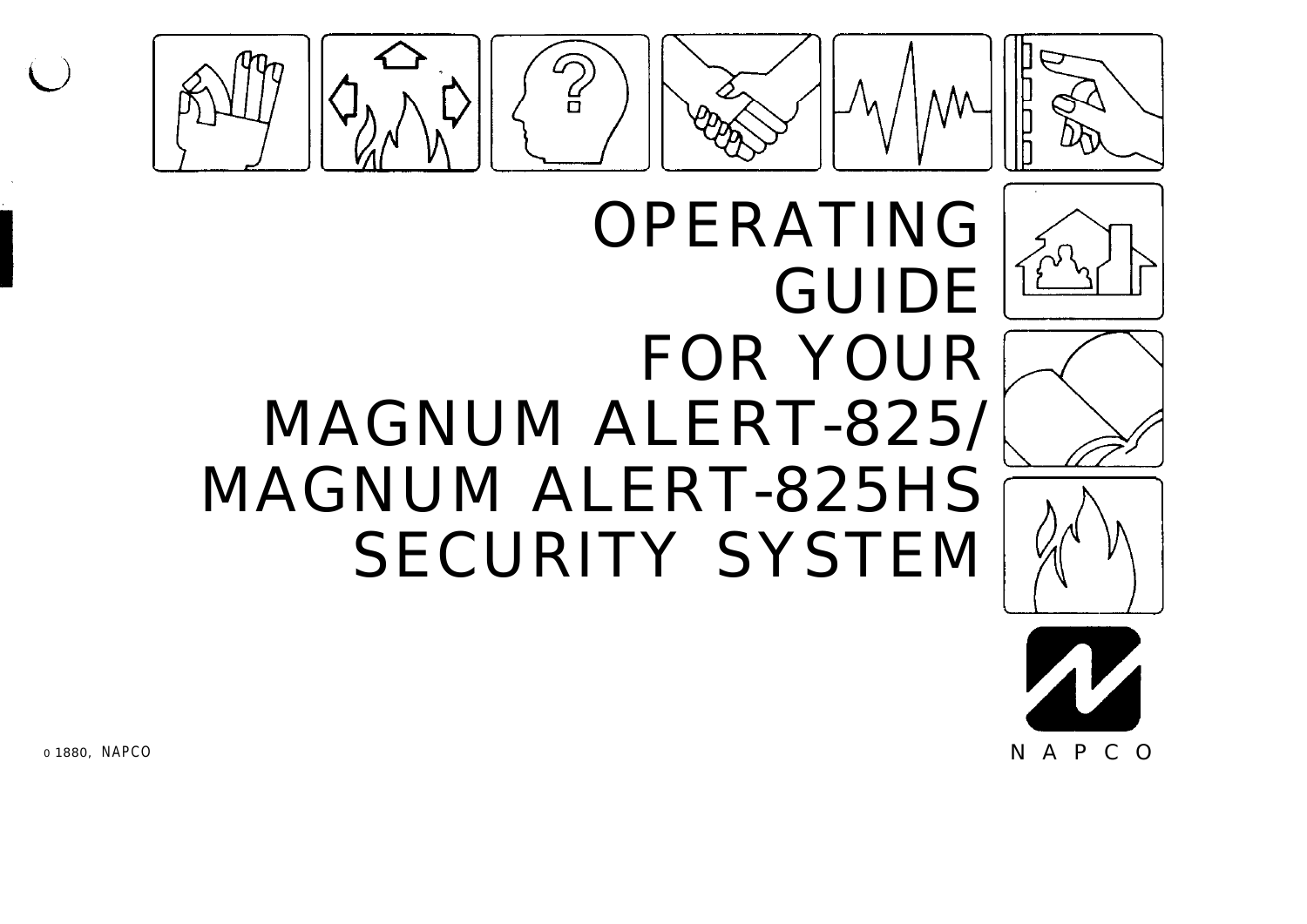# OPERATING GUIDE FOR YOUR MAGNUM ALERT-825/ MAGNUM ALERT-825HS SECURITY SYSTEM

o 1880, NAPCO

NAPCO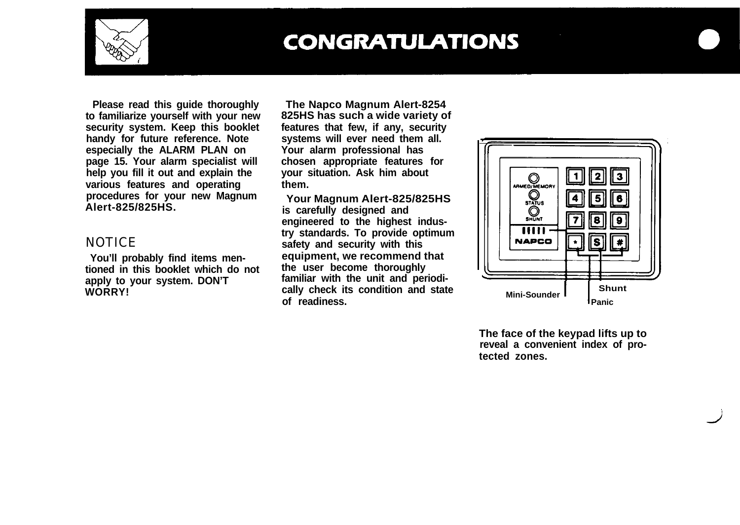# CONGRATULATIONS

Please read this guide thoroughly to familiarize yourself with your new security system. Keep this booklet handy for future reference. Note especially the ALARM PLAN on page 15. Your alarm specialist will help you fill it out and explain the various features and operating procedures for your new Magnum Alert-825/825HS.

## NOTICE

You'll probably find items mentioned in this booklet which do not apply to your system. DON'T WORRY!

The Napco Magnum Alert-8254 825HS has such a wide variety of features that few, if any, security systems will ever need them all. Your alarm professional has chosen appropriate features for your situation. Ask him about them.

Your Magnum Alert-825/825HS is carefully designed and engineered to the highest industry standards. To provide optimum safety and security with this equipment, we recommend that the user become thoroughly familiar with the unit and periodically check its condition and state of readiness.

ARMED/MEMORY
STATUS
SHUNT
NAPCO

Mini-Sounder
Shunt
Panic

The face of the keypad lifts up to reveal a convenient index of protected zones.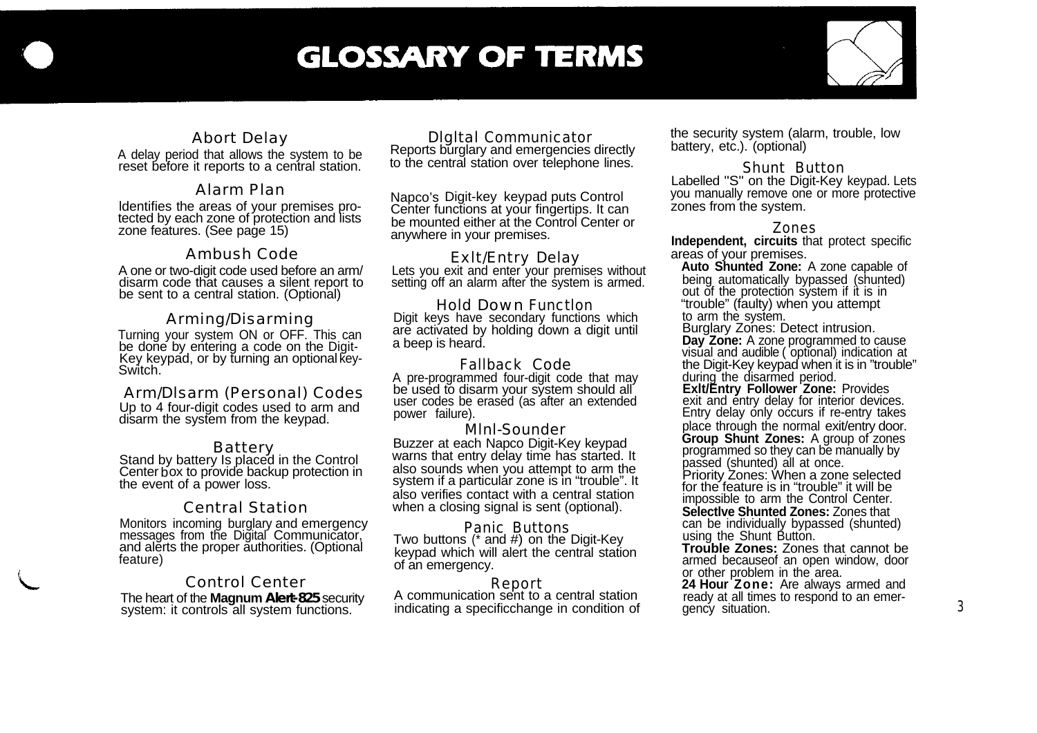# GLOSSARY OF TERMS

### Abort Delay

A delay period that allows the system to be reset before it reports to a central station.

### Alarm Plan

Identifies the areas of your premises protected by each zone of protection and lists zone features. (See page 15)

### Ambush Code

A one or two-digit code used before an arm/disarm code that causes a silent report to be sent to a central station. (Optional)

### Arming/Disarming

Turning your system ON or OFF. This can be done by entering a code on the Digit-Key keypad, or by turning an optional key-Switch.

### Arm/Dlsarm (Personal) Codes

Up to 4 four-digit codes used to arm and disarm the system from the keypad.

### Battery

Stand by battery Is placed in the Control Center box to provide backup protection in the event of a power loss.

### Central Station

Monitors incoming burglary and emergency messages from the Digital Communicator, and alerts the proper authorities. (Optional feature)

### Control Center

The heart of the **Magnum Alert-825** security system: it controls all system functions.

### Dlgltal Communicator

Reports burglary and emergencies directly to the central station over telephone lines.

Napco's Digit-key keypad puts Control Center functions at your fingertips. It can be mounted either at the Control Center or anywhere in your premises.

### Exlt/Entry Delay

Lets you exit and enter your premises without setting off an alarm after the system is armed.

### Hold Down Functlon

Digit keys have secondary functions which are activated by holding down a digit until a beep is heard.

### Fallback Code

A pre-programmed four-digit code that may be used to disarm your system should all user codes be erased (as after an extended power failure).

### Mlnl-Sounder

Buzzer at each Napco Digit-Key keypad warns that entry delay time has started. It also sounds when you attempt to arm the system if a particular zone is in "trouble". It also verifies contact with a central station when a closing signal is sent (optional).

### Panic Buttons

Two buttons (* and #) on the Digit-Key keypad which will alert the central station of an emergency.

### Report

A communication sent to a central station indicating a specificchange in condition of the security system (alarm, trouble, low battery, etc.). (optional)

### Shunt Button

Labelled "S" on the Digit-Key keypad. Lets you manually remove one or more protective zones from the system.

### Zones

**Independent, circuits** that protect specific areas of your premises.

**Auto Shunted Zone:** A zone capable of being automatically bypassed (shunted) out of the protection system if it is in "trouble" (faulty) when you attempt to arm the system.

Burglary Zones: Detect intrusion.

**Day Zone:** A zone programmed to cause visual and audible ( optional) indication at the Digit-Key keypad when it is in "trouble" during the disarmed period.

**Exlt/Entry Follower Zone:** Provides exit and entry delay for interior devices. Entry delay only occurs if re-entry takes place through the normal exit/entry door.

**Group Shunt Zones:** A group of zones programmed so they can be manually by passed (shunted) all at once.

Priority Zones: When a zone selected for the feature is in "trouble" it will be impossible to arm the Control Center.

**Selectlve Shunted Zones:** Zones that can be individually bypassed (shunted) using the Shunt Button.

**Trouble Zones:** Zones that cannot be armed becauseof an open window, door or other problem in the area.

**24 Hour Zone:** Are always armed and ready at all times to respond to an emergency situation.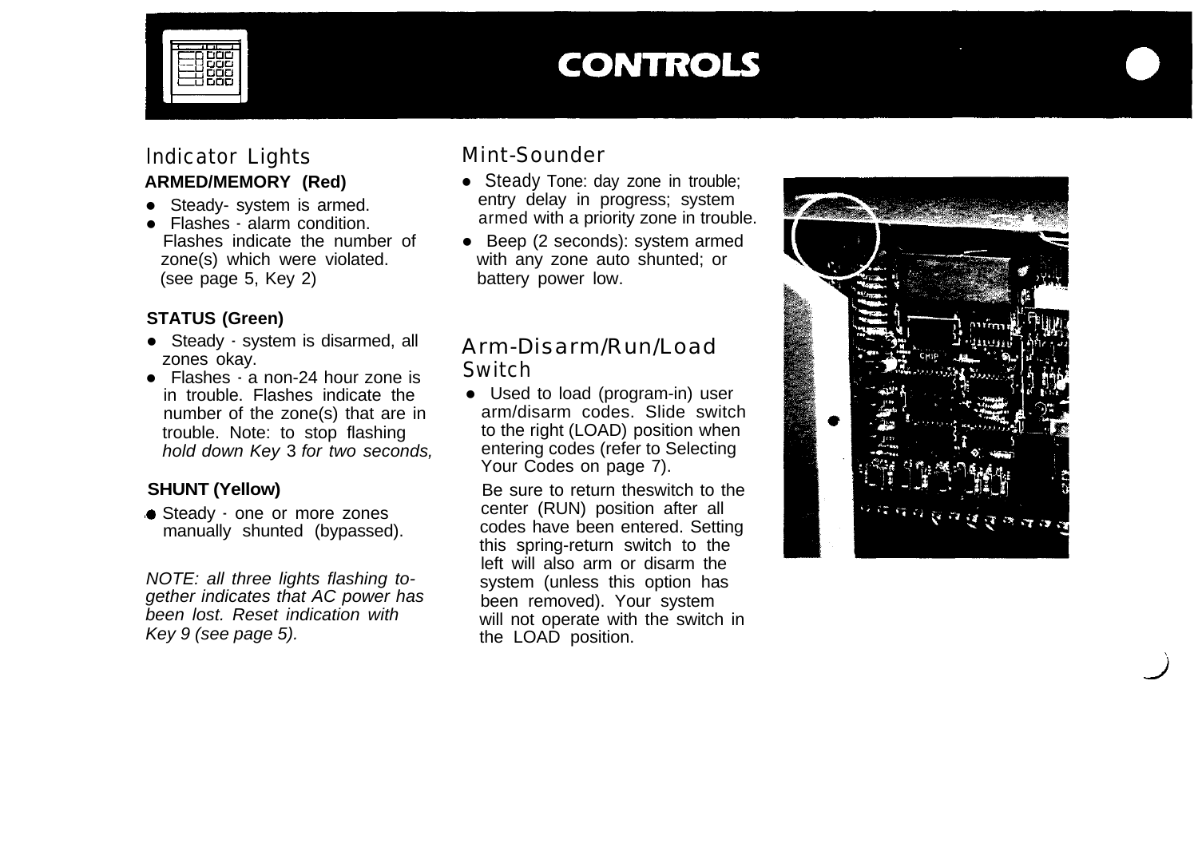# CONTROLS

## Indicator Lights

### ARMED/MEMORY (Red)

- Steady- system is armed.
- Flashes - alarm condition. Flashes indicate the number of zone(s) which were violated. (see page 5, Key 2)

### STATUS (Green)

- Steady - system is disarmed, all zones okay.
- Flashes - a non-24 hour zone is in trouble. Flashes indicate the number of the zone(s) that are in trouble. Note: to stop flashing *hold down Key* 3 *for two seconds,*

### SHUNT (Yellow)

- Steady - one or more zones manually shunted (bypassed).

*NOTE: all three lights flashing together indicates that AC power has been lost. Reset indication with Key 9 (see page 5).*

## Mint-Sounder

- Steady Tone: day zone in trouble; entry delay in progress; system armed with a priority zone in trouble.
- Beep (2 seconds): system armed with any zone auto shunted; or battery power low.

## Arm-Disarm/Run/Load Switch

- Used to load (program-in) user arm/disarm codes. Slide switch to the right (LOAD) position when entering codes (refer to Selecting Your Codes on page 7).

  Be sure to return theswitch to the center (RUN) position after all codes have been entered. Setting this spring-return switch to the left will also arm or disarm the system (unless this option has been removed). Your system will not operate with the switch in the LOAD position.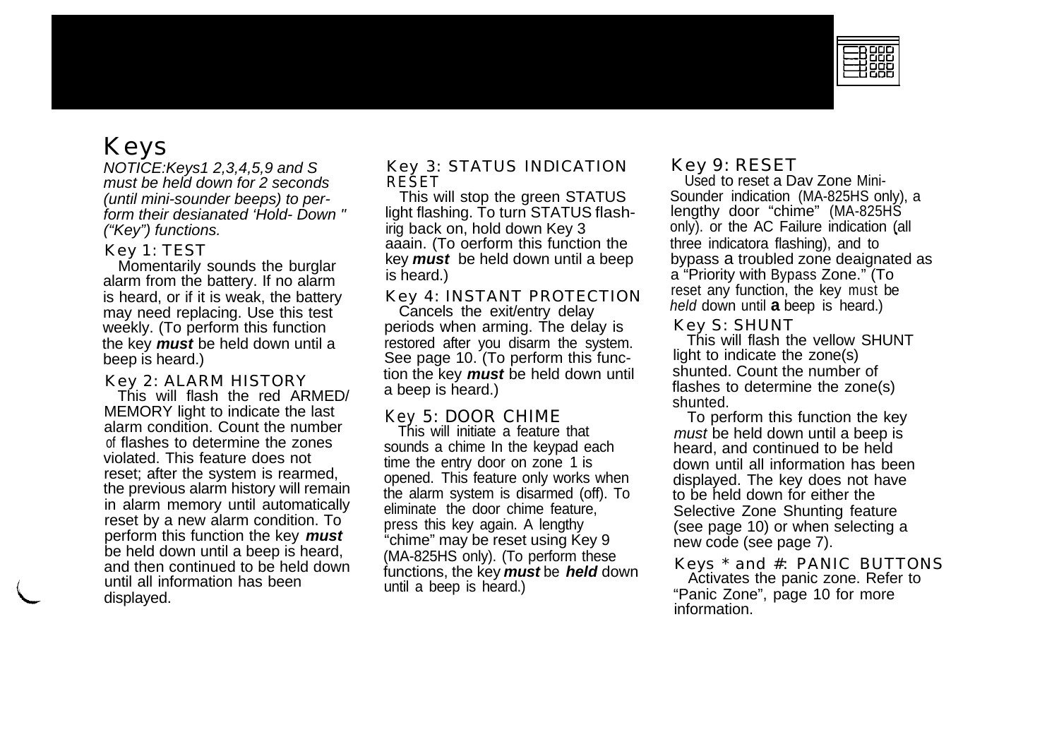# Keys

*NOTICE:Keys1 2,3,4,5,9 and S must be held down for 2 seconds (until mini-sounder beeps) to perform their desianated 'Hold- Down " ("Key") functions.*

### Key 1: TEST

Momentarily sounds the burglar alarm from the battery. If no alarm is heard, or if it is weak, the battery may need replacing. Use this test weekly. (To perform this function the key ***must*** be held down until a beep is heard.)

### Key 2: ALARM HISTORY

This will flash the red ARMED/ MEMORY light to indicate the last alarm condition. Count the number of flashes to determine the zones violated. This feature does not reset; after the system is rearmed, the previous alarm history will remain in alarm memory until automatically reset by a new alarm condition. To perform this function the key ***must*** be held down until a beep is heard, and then continued to be held down until all information has been displayed.

### Key 3: STATUS INDICATION RESET

This will stop the green STATUS light flashing. To turn STATUS flash-irig back on, hold down Key 3 aaain. (To oerform this function the key ***must*** be held down until a beep is heard.)

### Key 4: INSTANT PROTECTION

Cancels the exit/entry delay periods when arming. The delay is restored after you disarm the system. See page 10. (To perform this function the key ***must*** be held down until a beep is heard.)

### Key 5: DOOR CHIME

This will initiate a feature that sounds a chime In the keypad each time the entry door on zone 1 is opened. This feature only works when the alarm system is disarmed (off). To eliminate the door chime feature, press this key again. A lengthy "chime" may be reset using Key 9 (MA-825HS only). (To perform these functions, the key ***must*** be ***held*** down until a beep is heard.)

### Key 9: RESET

Used to reset a Dav Zone Mini-Sounder indication (MA-825HS only), a lengthy door "chime" (MA-825HS only). or the AC Failure indication (all three indicatora flashing), and to bypass a troubled zone deaignated as a "Priority with Bypass Zone." (To reset any function, the key must be *held* down until **a** beep is heard.)

### Key S: SHUNT

This will flash the vellow SHUNT light to indicate the zone(s) shunted. Count the number of flashes to determine the zone(s) shunted.

To perform this function the key *must* be held down until a beep is heard, and continued to be held down until all information has been displayed. The key does not have to be held down for either the Selective Zone Shunting feature (see page 10) or when selecting a new code (see page 7).

### Keys * and #: PANIC BUTTONS

Activates the panic zone. Refer to "Panic Zone", page 10 for more information.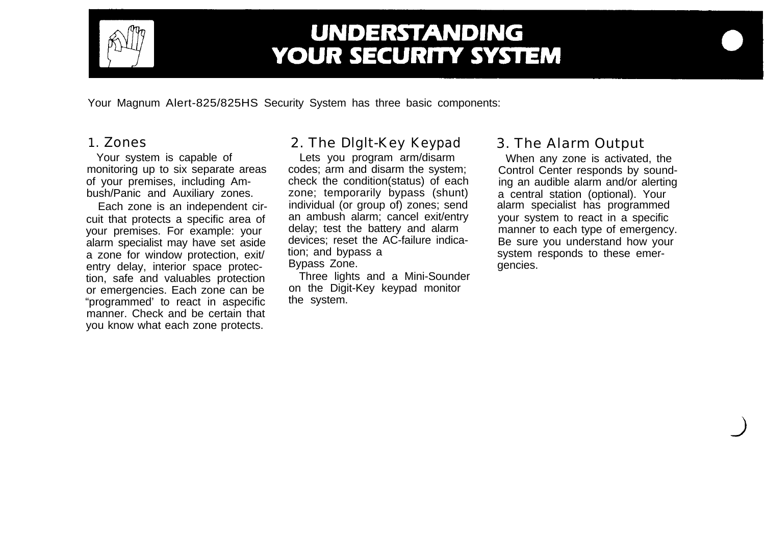# UNDERSTANDING YOUR SECURITY SYSTEM

Your Magnum Alert-825/825HS Security System has three basic components:

## 1. Zones

Your system is capable of monitoring up to six separate areas of your premises, including Ambush/Panic and Auxiliary zones.

Each zone is an independent circuit that protects a specific area of your premises. For example: your alarm specialist may have set aside a zone for window protection, exit/entry delay, interior space protection, safe and valuables protection or emergencies. Each zone can be "programmed' to react in aspecific manner. Check and be certain that you know what each zone protects.

## 2. The Dlglt-Key Keypad

Lets you program arm/disarm codes; arm and disarm the system; check the condition(status) of each zone; temporarily bypass (shunt) individual (or group of) zones; send an ambush alarm; cancel exit/entry delay; test the battery and alarm devices; reset the AC-failure indication; and bypass a Bypass Zone.

Three lights and a Mini-Sounder on the Digit-Key keypad monitor the system.

## 3. The Alarm Output

When any zone is activated, the Control Center responds by sounding an audible alarm and/or alerting a central station (optional). Your alarm specialist has programmed your system to react in a specific manner to each type of emergency. Be sure you understand how your system responds to these emergencies.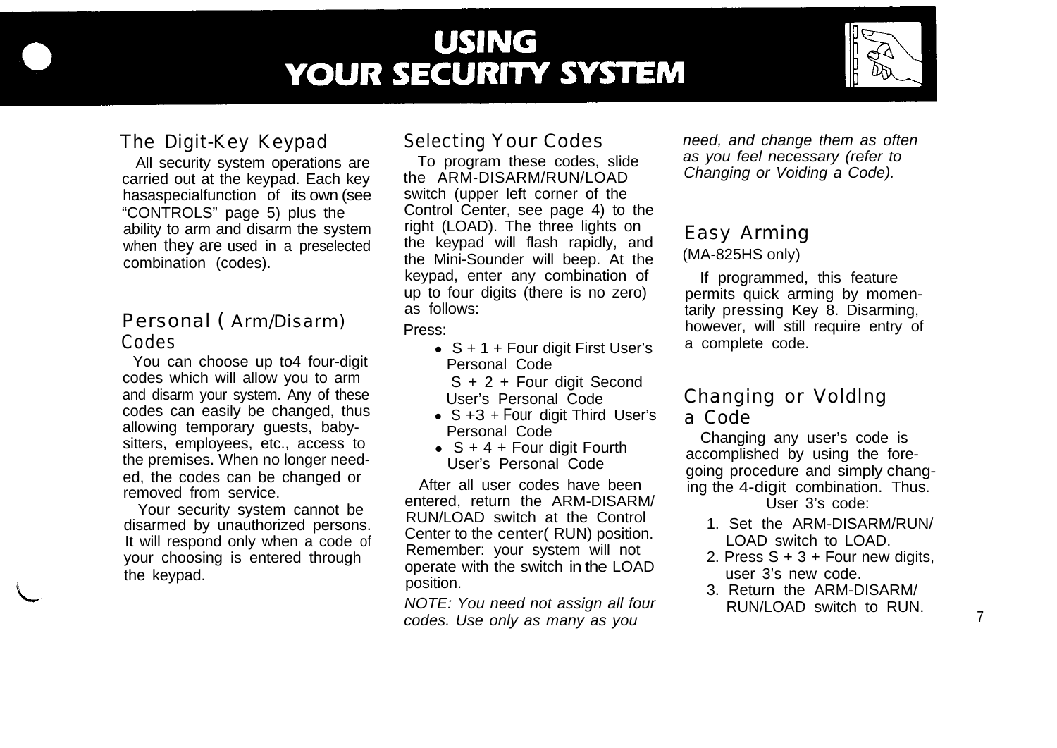# USING YOUR SECURITY SYSTEM

## The Digit-Key Keypad

All security system operations are carried out at the keypad. Each key hasaspecialfunction of its own (see "CONTROLS" page 5) plus the ability to arm and disarm the system when they are used in a preselected combination (codes).

## Personal ( Arm/Disarm) Codes

You can choose up to4 four-digit codes which will allow you to arm and disarm your system. Any of these codes can easily be changed, thus allowing temporary guests, baby-sitters, employees, etc., access to the premises. When no longer needed, the codes can be changed or removed from service.

Your security system cannot be disarmed by unauthorized persons. It will respond only when a code of your choosing is entered through the keypad.

## Selecting Your Codes

To program these codes, slide the ARM-DISARM/RUN/LOAD switch (upper left corner of the Control Center, see page 4) to the right (LOAD). The three lights on the keypad will flash rapidly, and the Mini-Sounder will beep. At the keypad, enter any combination of up to four digits (there is no zero) as follows:

Press:

- S + 1 + Four digit First User's Personal Code
- S + 2 + Four digit Second User's Personal Code
- S +3 + Four digit Third User's Personal Code
- S + 4 + Four digit Fourth User's Personal Code

After all user codes have been entered, return the ARM-DISARM/RUN/LOAD switch at the Control Center to the center( RUN) position. Remember: your system will not operate with the switch in the LOAD position.

*NOTE: You need not assign all four codes. Use only as many as you need, and change them as often as you feel necessary (refer to Changing or Voiding a Code).*

## Easy Arming

(MA-825HS only)

If programmed, this feature permits quick arming by momentarily pressing Key 8. Disarming, however, will still require entry of a complete code.

## Changing or Voldlng a Code

Changing any user's code is accomplished by using the foregoing procedure and simply changing the 4-digit combination. Thus. User 3's code:

1. Set the ARM-DISARM/RUN/LOAD switch to LOAD.
2. Press S + 3 + Four new digits, user 3's new code.
3. Return the ARM-DISARM/RUN/LOAD switch to RUN.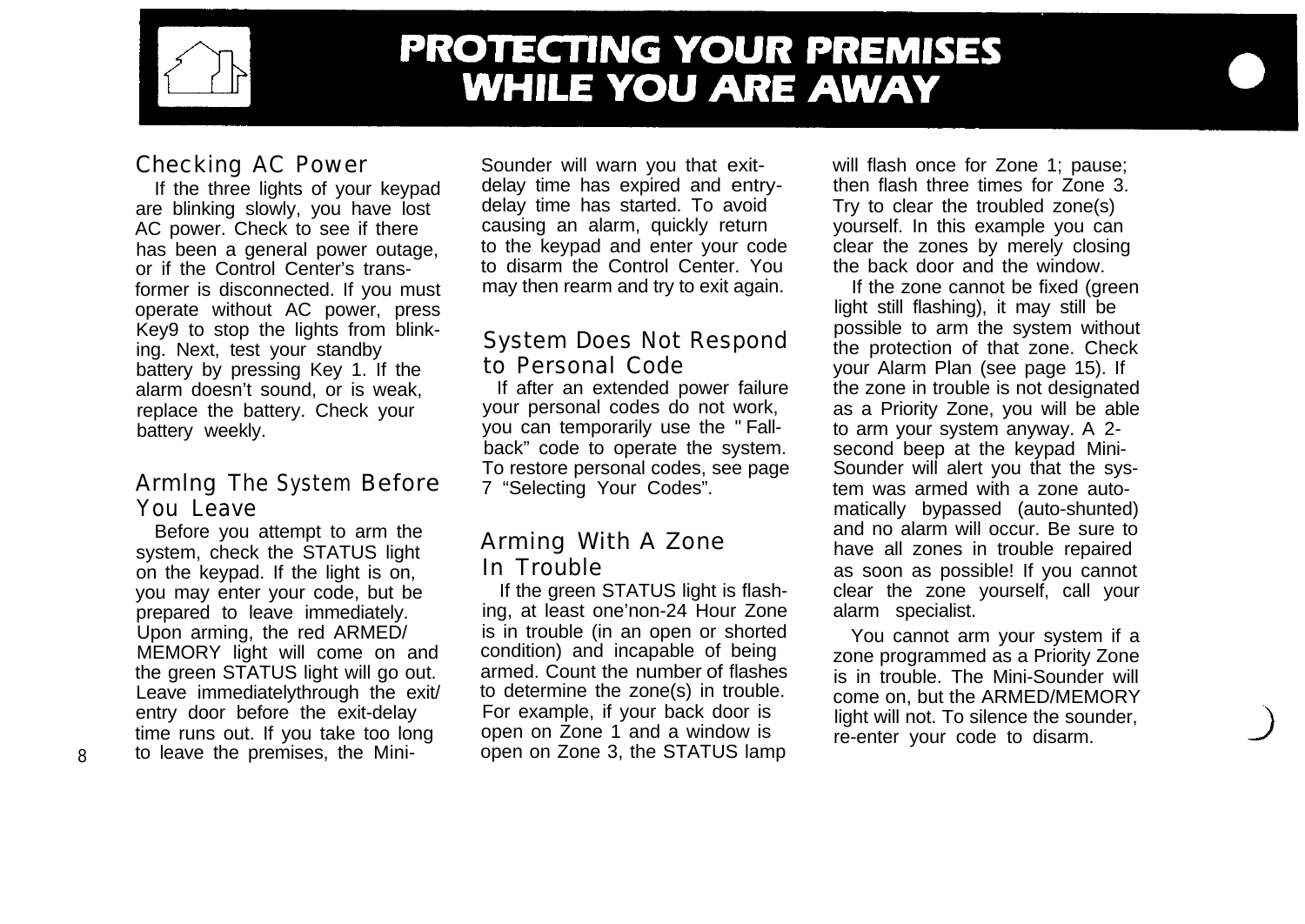# PROTECTING YOUR PREMISES WHILE YOU ARE AWAY

## Checking AC Power

If the three lights of your keypad are blinking slowly, you have lost AC power. Check to see if there has been a general power outage, or if the Control Center's transformer is disconnected. If you must operate without AC power, press Key9 to stop the lights from blinking. Next, test your standby battery by pressing Key 1. If the alarm doesn't sound, or is weak, replace the battery. Check your battery weekly.

## Armlng The System Before You Leave

Before you attempt to arm the system, check the STATUS light on the keypad. If the light is on, you may enter your code, but be prepared to leave immediately. Upon arming, the red ARMED/MEMORY light will come on and the green STATUS light will go out. Leave immediatelythrough the exit/entry door before the exit-delay time runs out. If you take too long to leave the premises, the Mini-Sounder will warn you that exit-delay time has expired and entry-delay time has started. To avoid causing an alarm, quickly return to the keypad and enter your code to disarm the Control Center. You may then rearm and try to exit again.

## System Does Not Respond to Personal Code

If after an extended power failure your personal codes do not work, you can temporarily use the " Fall-back" code to operate the system. To restore personal codes, see page 7 "Selecting Your Codes".

## Arming With A Zone In Trouble

If the green STATUS light is flashing, at least one'non-24 Hour Zone is in trouble (in an open or shorted condition) and incapable of being armed. Count the number of flashes to determine the zone(s) in trouble. For example, if your back door is open on Zone 1 and a window is open on Zone 3, the STATUS lamp will flash once for Zone 1; pause; then flash three times for Zone 3. Try to clear the troubled zone(s) yourself. In this example you can clear the zones by merely closing the back door and the window.

If the zone cannot be fixed (green light still flashing), it may still be possible to arm the system without the protection of that zone. Check your Alarm Plan (see page 15). If the zone in trouble is not designated as a Priority Zone, you will be able to arm your system anyway. A 2-second beep at the keypad Mini-Sounder will alert you that the system was armed with a zone automatically bypassed (auto-shunted) and no alarm will occur. Be sure to have all zones in trouble repaired as soon as possible! If you cannot clear the zone yourself, call your alarm specialist.

You cannot arm your system if a zone programmed as a Priority Zone is in trouble. The Mini-Sounder will come on, but the ARMED/MEMORY light will not. To silence the sounder, re-enter your code to disarm.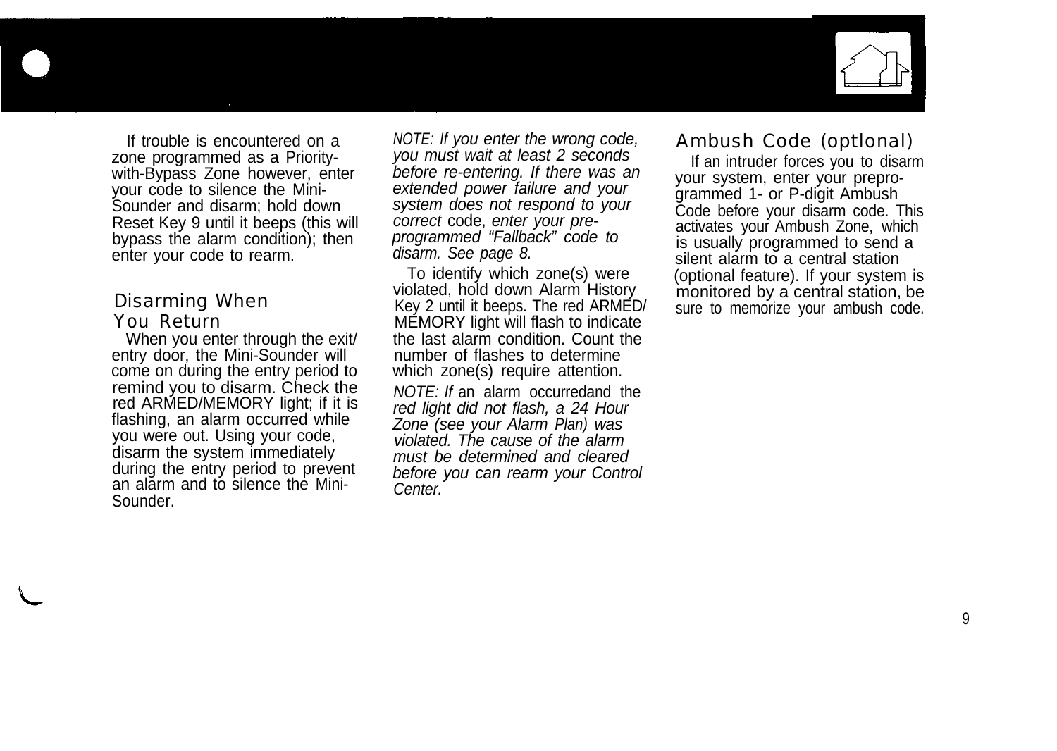If trouble is encountered on a zone programmed as a Priority-with-Bypass Zone however, enter your code to silence the Mini-Sounder and disarm; hold down Reset Key 9 until it beeps (this will bypass the alarm condition); then enter your code to rearm.

## Disarming When You Return

When you enter through the exit/entry door, the Mini-Sounder will come on during the entry period to remind you to disarm. Check the red ARMED/MEMORY light; if it is flashing, an alarm occurred while you were out. Using your code, disarm the system immediately during the entry period to prevent an alarm and to silence the Mini-Sounder.

*NOTE: If you enter the wrong code, you must wait at least 2 seconds before re-entering. If there was an extended power failure and your system does not respond to your correct* code, *enter your pre-programmed "Fallback" code to disarm. See page 8.*

To identify which zone(s) were violated, hold down Alarm History Key 2 until it beeps. The red ARMED/MEMORY light will flash to indicate the last alarm condition. Count the number of flashes to determine which zone(s) require attention.

*NOTE: If* an alarm occurredand the *red light did not flash, a 24 Hour Zone (see your Alarm Plan) was violated. The cause of the alarm must be determined and cleared before you can rearm your Control Center.*

## Ambush Code (optlonal)

If an intruder forces you to disarm your system, enter your prepro-grammed 1- or P-digit Ambush Code before your disarm code. This activates your Ambush Zone, which is usually programmed to send a silent alarm to a central station (optional feature). If your system is monitored by a central station, be sure to memorize your ambush code.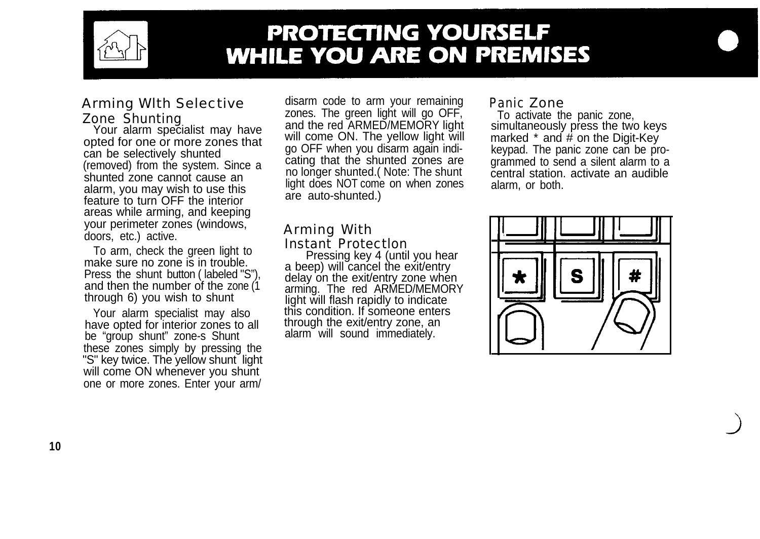# PROTECTING YOURSELF WHILE YOU ARE ON PREMISES

## Arming WIth Selective Zone Shunting

Your alarm specialist may have opted for one or more zones that can be selectively shunted (removed) from the system. Since a shunted zone cannot cause an alarm, you may wish to use this feature to turn OFF the interior areas while arming, and keeping your perimeter zones (windows, doors, etc.) active.

To arm, check the green light to make sure no zone is in trouble. Press the shunt button ( labeled "S"), and then the number of the zone (1 through 6) you wish to shunt

Your alarm specialist may also have opted for interior zones to all be "group shunt" zone-s Shunt these zones simply by pressing the "S" key twice. The yellow shunt light will come ON whenever you shunt one or more zones. Enter your arm/disarm code to arm your remaining zones. The green light will go OFF, and the red ARMED/MEMORY light will come ON. The yellow light will go OFF when you disarm again indicating that the shunted zones are no longer shunted.( Note: The shunt light does NOT come on when zones are auto-shunted.)

## Arming With Instant Protectlon

Pressing key 4 (until you hear a beep) will cancel the exit/entry delay on the exit/entry zone when arming. The red ARMED/MEMORY light will flash rapidly to indicate this condition. If someone enters through the exit/entry zone, an alarm will sound immediately.

## Panic Zone

To activate the panic zone, simultaneously press the two keys marked * and # on the Digit-Key keypad. The panic zone can be programmed to send a silent alarm to a central station. activate an audible alarm, or both.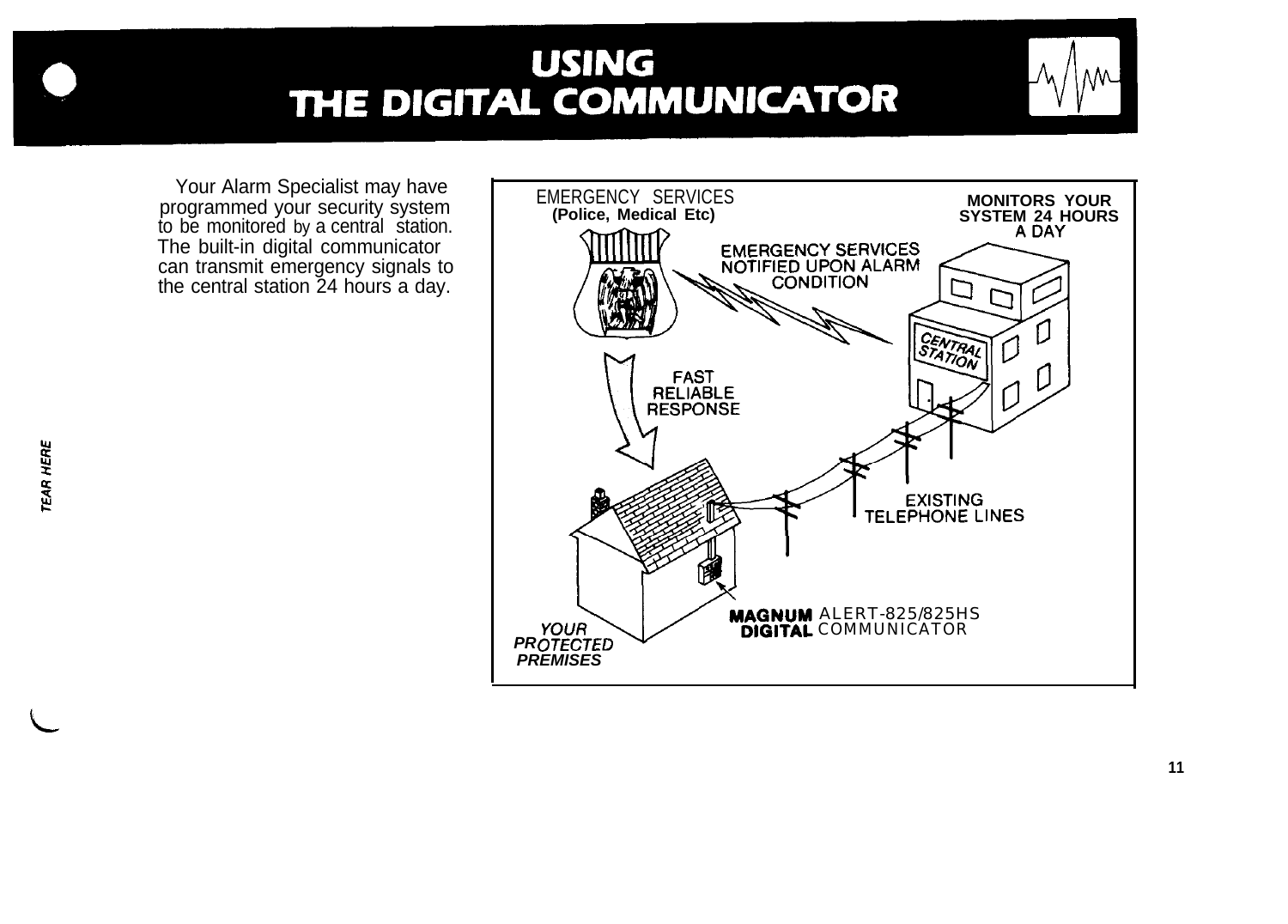# USING THE DIGITAL COMMUNICATOR

Your Alarm Specialist may have programmed your security system to be monitored by a central station. The built-in digital communicator can transmit emergency signals to the central station 24 hours a day.

EMERGENCY SERVICES
**(Police, Medical Etc)**

**MONITORS YOUR SYSTEM 24 HOURS A DAY**

EMERGENCY SERVICES NOTIFIED UPON ALARM CONDITION

CENTRAL STATION

FAST RELIABLE RESPONSE

EXISTING TELEPHONE LINES

**MAGNUM** ALERT-825/825HS
**DIGITAL** COMMUNICATOR

***YOUR PROTECTED PREMISES***

TEAR HERE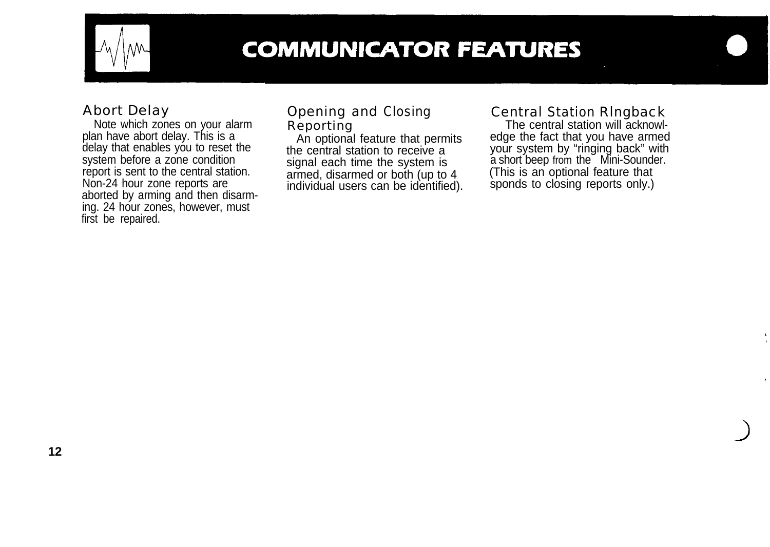# COMMUNICATOR FEATURES

## Abort Delay

Note which zones on your alarm plan have abort delay. This is a delay that enables you to reset the system before a zone condition report is sent to the central station. Non-24 hour zone reports are aborted by arming and then disarming. 24 hour zones, however, must first be repaired.

## Opening and Closing Reporting

An optional feature that permits the central station to receive a signal each time the system is armed, disarmed or both (up to 4 individual users can be identified).

## Central Station RIngback

The central station will acknowledge the fact that you have armed your system by "ringing back" with a short beep from the Mini-Sounder. (This is an optional feature that sponds to closing reports only.)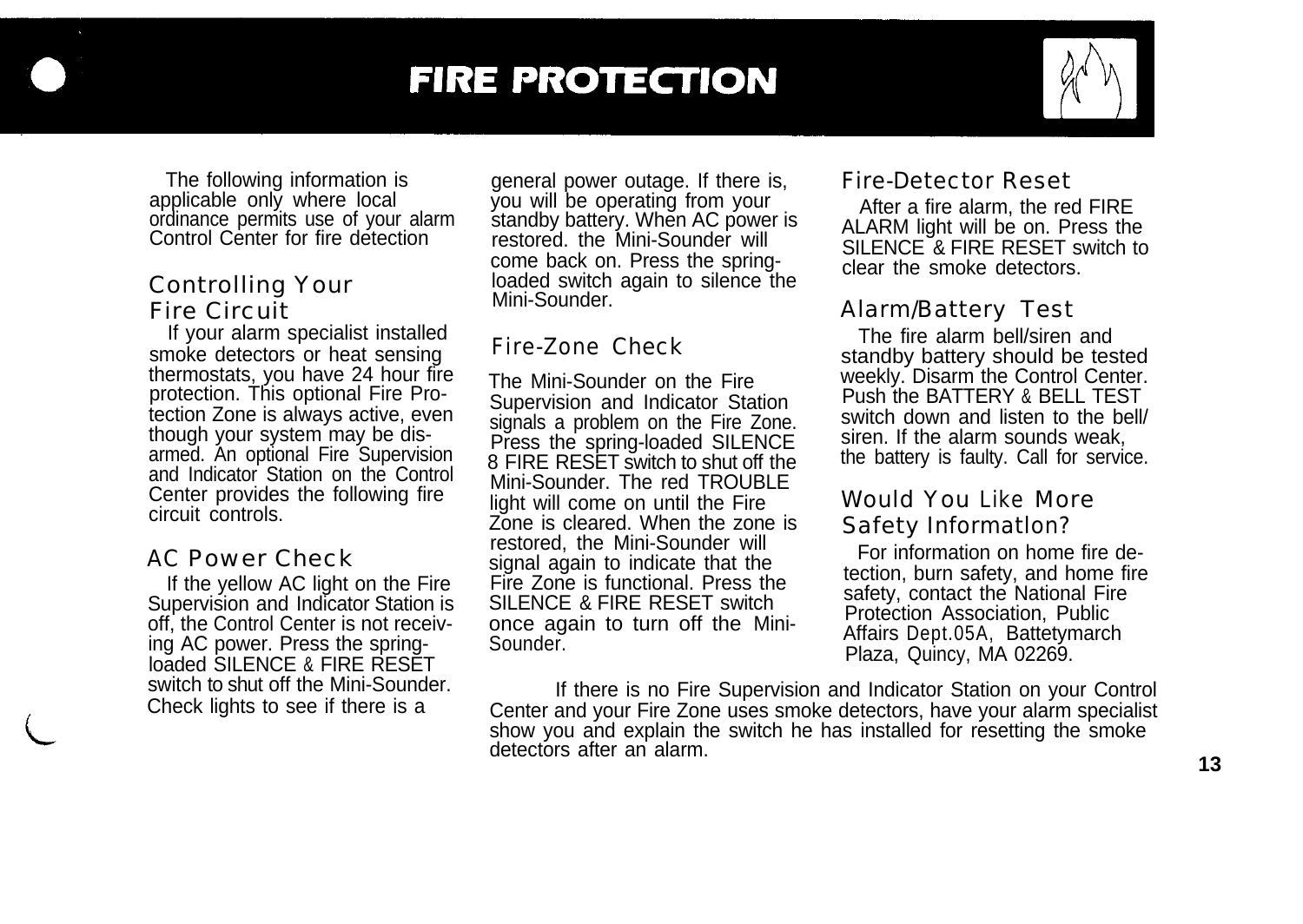# FIRE PROTECTION

The following information is applicable only where local ordinance permits use of your alarm Control Center for fire detection

## Controlling Your Fire Circuit

If your alarm specialist installed smoke detectors or heat sensing thermostats, you have 24 hour fire protection. This optional Fire Protection Zone is always active, even though your system may be disarmed. An optional Fire Supervision and Indicator Station on the Control Center provides the following fire circuit controls.

## AC Power Check

If the yellow AC light on the Fire Supervision and Indicator Station is off, the Control Center is not receiving AC power. Press the spring-loaded SILENCE & FIRE RESET switch to shut off the Mini-Sounder. Check lights to see if there is a general power outage. If there is, you will be operating from your standby battery. When AC power is restored. the Mini-Sounder will come back on. Press the spring-loaded switch again to silence the Mini-Sounder.

## Fire-Zone Check

The Mini-Sounder on the Fire Supervision and Indicator Station signals a problem on the Fire Zone. Press the spring-loaded SILENCE 8 FIRE RESET switch to shut off the Mini-Sounder. The red TROUBLE light will come on until the Fire Zone is cleared. When the zone is restored, the Mini-Sounder will signal again to indicate that the Fire Zone is functional. Press the SILENCE & FIRE RESET switch once again to turn off the Mini-Sounder.

If there is no Fire Supervision and Indicator Station on your Control Center and your Fire Zone uses smoke detectors, have your alarm specialist show you and explain the switch he has installed for resetting the smoke detectors after an alarm.

## Fire-Detector Reset

After a fire alarm, the red FIRE ALARM light will be on. Press the SILENCE & FIRE RESET switch to clear the smoke detectors.

## Alarm/Battery Test

The fire alarm bell/siren and standby battery should be tested weekly. Disarm the Control Center. Push the BATTERY & BELL TEST switch down and listen to the bell/siren. If the alarm sounds weak, the battery is faulty. Call for service.

## Would You Like More Safety Informatlon?

For information on home fire detection, burn safety, and home fire safety, contact the National Fire Protection Association, Public Affairs Dept.05A, Battetymarch Plaza, Quincy, MA 02269.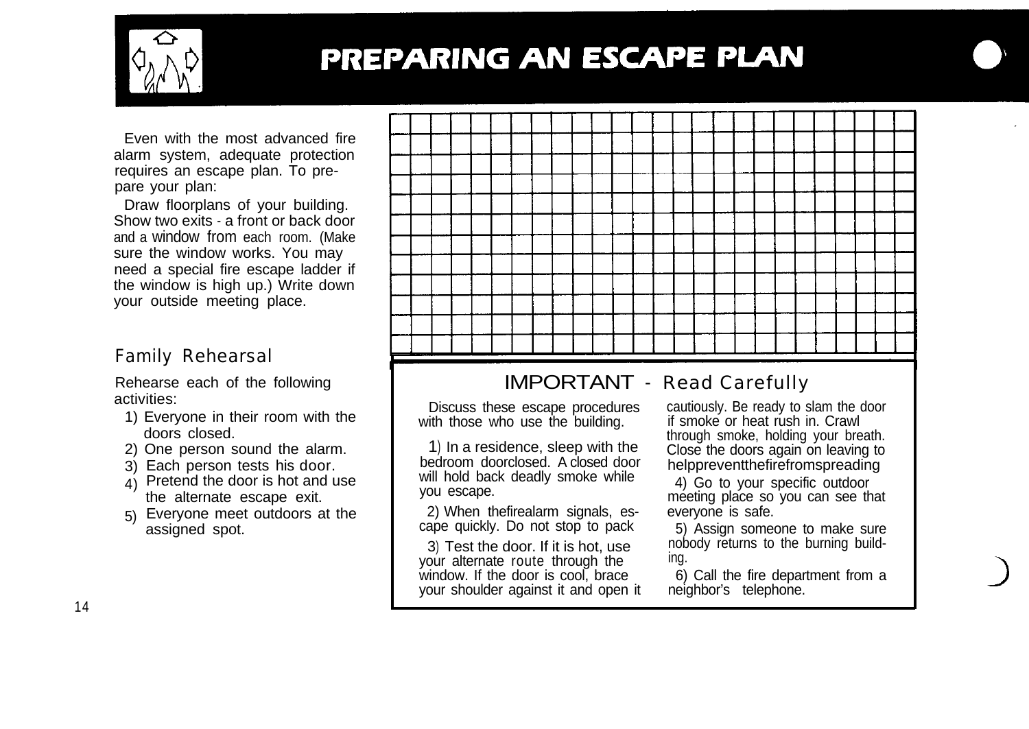# PREPARING AN ESCAPE PLAN

Even with the most advanced fire alarm system, adequate protection requires an escape plan. To prepare your plan:

Draw floorplans of your building. Show two exits - a front or back door and a window from each room. (Make sure the window works. You may need a special fire escape ladder if the window is high up.) Write down your outside meeting place.

## Family Rehearsal

Rehearse each of the following activities:

1) Everyone in their room with the doors closed.
2) One person sound the alarm.
3) Each person tests his door.
4) Pretend the door is hot and use the alternate escape exit.
5) Everyone meet outdoors at the assigned spot.

## IMPORTANT - Read Carefully

Discuss these escape procedures with those who use the building.

1) In a residence, sleep with the bedroom doorclosed. A closed door will hold back deadly smoke while you escape.

2) When thefirealarm signals, escape quickly. Do not stop to pack

3) Test the door. If it is hot, use your alternate route through the window. If the door is cool, brace your shoulder against it and open it cautiously. Be ready to slam the door if smoke or heat rush in. Crawl through smoke, holding your breath. Close the doors again on leaving to helppreventthefirefromspreading

4) Go to your specific outdoor meeting place so you can see that everyone is safe.

5) Assign someone to make sure nobody returns to the burning building.

6) Call the fire department from a neighbor's telephone.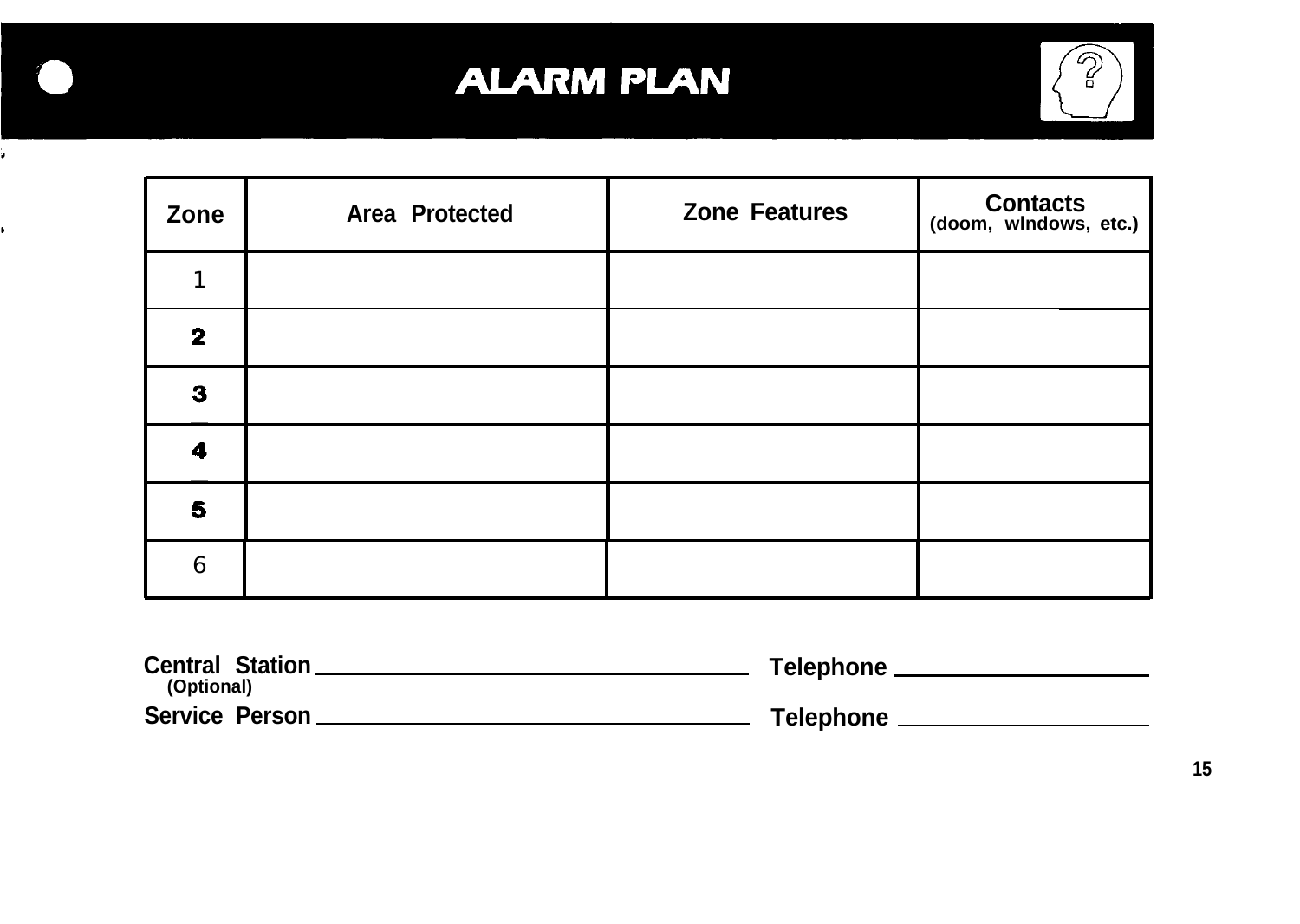# ALARM PLAN

| Zone | Area Protected | Zone Features | Contacts (doom, wlndows, etc.) |
|---|---|---|---|
| 1 | | | |
| 2 | | | |
| 3 | | | |
| 4 | | | |
| 5 | | | |
| 6 | | | |

**Central Station** ____________________ **Telephone** ____________________
**(Optional)**

**Service Person** ____________________ **Telephone** ____________________